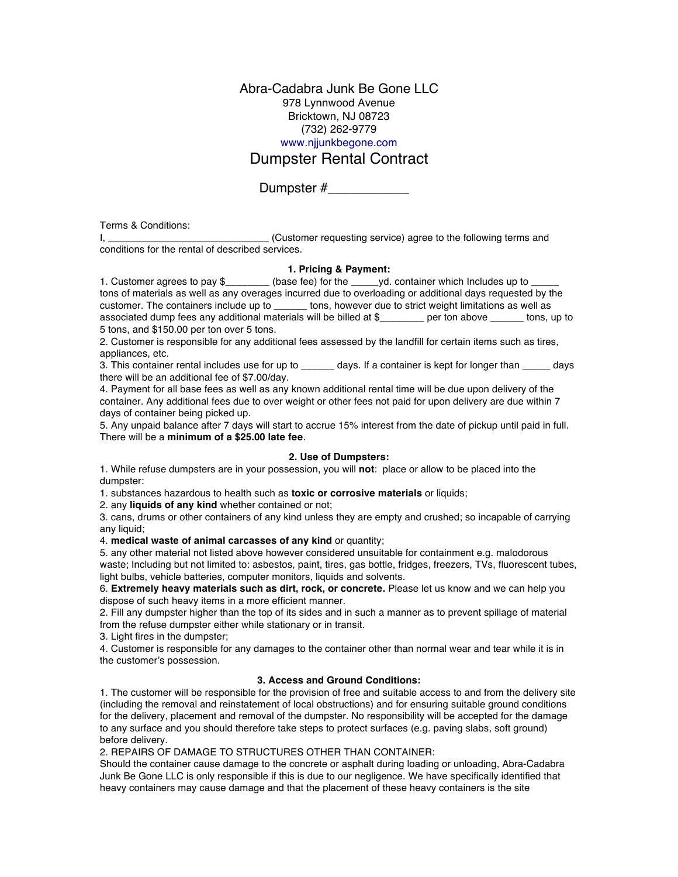# Abra-Cadabra Junk Be Gone LLC

978 Lynnwood Avenue
Bricktown, NJ 08723
(732) 262-9779
www.njjunkbegone.com

## Dumpster Rental Contract

Dumpster #___________

Terms & Conditions:

I, ____________________________ (Customer requesting service) agree to the following terms and conditions for the rental of described services.

### 1. Pricing & Payment:

1. Customer agrees to pay $________ (base fee) for the _____yd. container which Includes up to _____ tons of materials as well as any overages incurred due to overloading or additional days requested by the customer. The containers include up to ______ tons, however due to strict weight limitations as well as associated dump fees any additional materials will be billed at $________ per ton above ______ tons, up to 5 tons, and $150.00 per ton over 5 tons.
2. Customer is responsible for any additional fees assessed by the landfill for certain items such as tires, appliances, etc.
3. This container rental includes use for up to ______ days. If a container is kept for longer than _____ days there will be an additional fee of $7.00/day.
4. Payment for all base fees as well as any known additional rental time will be due upon delivery of the container. Any additional fees due to over weight or other fees not paid for upon delivery are due within 7 days of container being picked up.
5. Any unpaid balance after 7 days will start to accrue 15% interest from the date of pickup until paid in full. There will be a **minimum of a $25.00 late fee**.

### 2. Use of Dumpsters:

1. While refuse dumpsters are in your possession, you will **not**: place or allow to be placed into the dumpster:
   1. substances hazardous to health such as **toxic or corrosive materials** or liquids;
   2. any **liquids of any kind** whether contained or not;
   3. cans, drums or other containers of any kind unless they are empty and crushed; so incapable of carrying any liquid;
   4. **medical waste of animal carcasses of any kind** or quantity;
   5. any other material not listed above however considered unsuitable for containment e.g. malodorous waste; Including but not limited to: asbestos, paint, tires, gas bottle, fridges, freezers, TVs, fluorescent tubes, light bulbs, vehicle batteries, computer monitors, liquids and solvents.
   6. **Extremely heavy materials such as dirt, rock, or concrete.** Please let us know and we can help you dispose of such heavy items in a more efficient manner.
2. Fill any dumpster higher than the top of its sides and in such a manner as to prevent spillage of material from the refuse dumpster either while stationary or in transit.
3. Light fires in the dumpster;
4. Customer is responsible for any damages to the container other than normal wear and tear while it is in the customer's possession.

### 3. Access and Ground Conditions:

1. The customer will be responsible for the provision of free and suitable access to and from the delivery site (including the removal and reinstatement of local obstructions) and for ensuring suitable ground conditions for the delivery, placement and removal of the dumpster. No responsibility will be accepted for the damage to any surface and you should therefore take steps to protect surfaces (e.g. paving slabs, soft ground) before delivery.
2. REPAIRS OF DAMAGE TO STRUCTURES OTHER THAN CONTAINER:
Should the container cause damage to the concrete or asphalt during loading or unloading, Abra-Cadabra Junk Be Gone LLC is only responsible if this is due to our negligence. We have specifically identified that heavy containers may cause damage and that the placement of these heavy containers is the site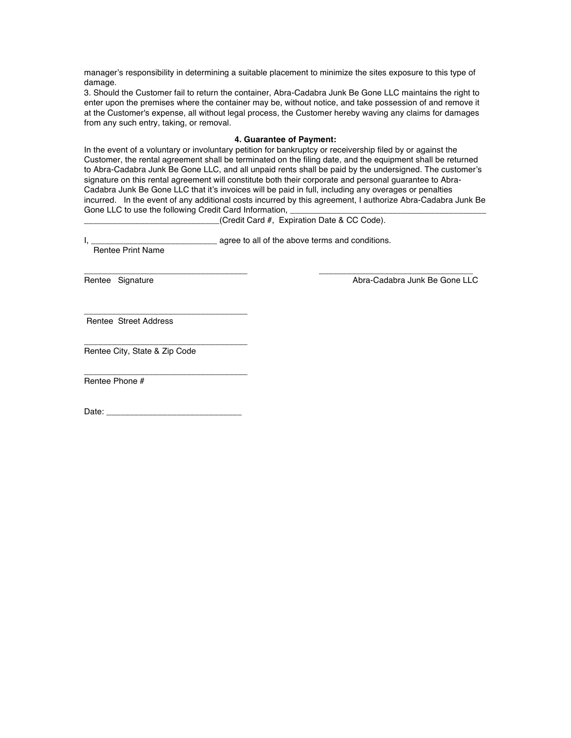manager's responsibility in determining a suitable placement to minimize the sites exposure to this type of damage.

3. Should the Customer fail to return the container, Abra-Cadabra Junk Be Gone LLC maintains the right to enter upon the premises where the container may be, without notice, and take possession of and remove it at the Customer's expense, all without legal process, the Customer hereby waving any claims for damages from any such entry, taking, or removal.

**4. Guarantee of Payment:**

In the event of a voluntary or involuntary petition for bankruptcy or receivership filed by or against the Customer, the rental agreement shall be terminated on the filing date, and the equipment shall be returned to Abra-Cadabra Junk Be Gone LLC, and all unpaid rents shall be paid by the undersigned. The customer's signature on this rental agreement will constitute both their corporate and personal guarantee to Abra-Cadabra Junk Be Gone LLC that it's invoices will be paid in full, including any overages or penalties incurred. In the event of any additional costs incurred by this agreement, I authorize Abra-Cadabra Junk Be Gone LLC to use the following Credit Card Information, ____________________________________________ ____________________________(Credit Card #, Expiration Date & CC Code).

I, ___________________________ agree to all of the above terms and conditions.
Rentee Print Name

___________________________________ ___________________________________
Rentee Signature Abra-Cadabra Junk Be Gone LLC

___________________________________
Rentee Street Address

___________________________________
Rentee City, State & Zip Code

___________________________________
Rentee Phone #

Date: _____________________________